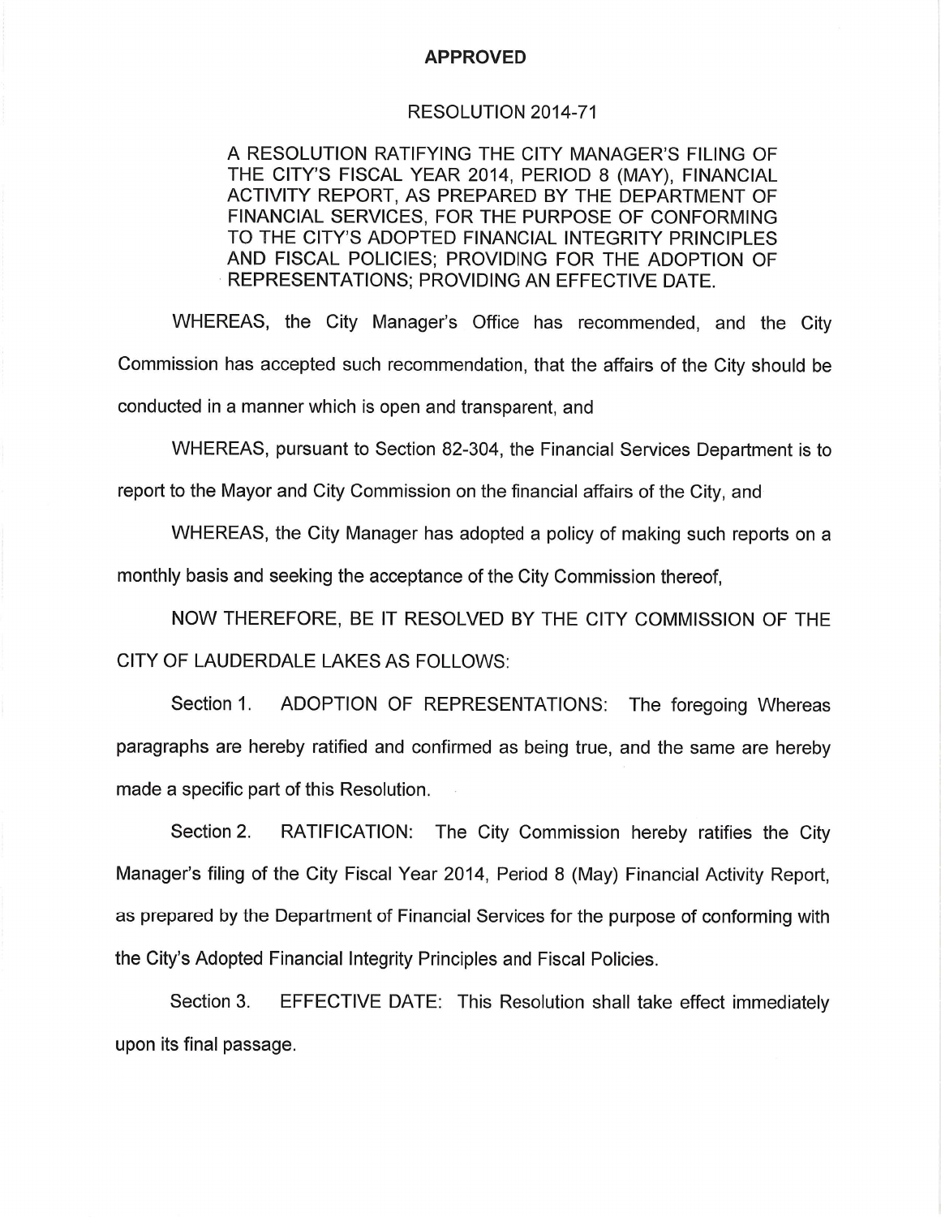**APPROVED**

RESOLUTION 2014-71

A RESOLUTION RATIFYING THE CITY MANAGER'S FILING OF THE CITY'S FISCAL YEAR 2014, PERIOD 8 (MAY), FINANCIAL ACTIVITY REPORT, AS PREPARED BY THE DEPARTMENT OF FINANCIAL SERVICES, FOR THE PURPOSE OF CONFORMING TO THE CITY'S ADOPTED FINANCIAL INTEGRITY PRINCIPLES AND FISCAL POLICIES; PROVIDING FOR THE ADOPTION OF REPRESENTATIONS; PROVIDING AN EFFECTIVE DATE.

WHEREAS, the City Manager's Office has recommended, and the City Commission has accepted such recommendation, that the affairs of the City should be conducted in a manner which is open and transparent, and

WHEREAS, pursuant to Section 82-304, the Financial Services Department is to report to the Mayor and City Commission on the financial affairs of the City, and

WHEREAS, the City Manager has adopted a policy of making such reports on a monthly basis and seeking the acceptance of the City Commission thereof,

NOW THEREFORE, BE IT RESOLVED BY THE CITY COMMISSION OF THE CITY OF LAUDERDALE LAKES AS FOLLOWS:

Section 1. ADOPTION OF REPRESENTATIONS: The foregoing Whereas paragraphs are hereby ratified and confirmed as being true, and the same are hereby made a specific part of this Resolution.

Section 2. RATIFICATION: The City Commission hereby ratifies the City Manager's filing of the City Fiscal Year 2014, Period 8 (May) Financial Activity Report, as prepared by the Department of Financial Services for the purpose of conforming with the City's Adopted Financial Integrity Principles and Fiscal Policies.

Section 3. EFFECTIVE DATE: This Resolution shall take effect immediately upon its final passage.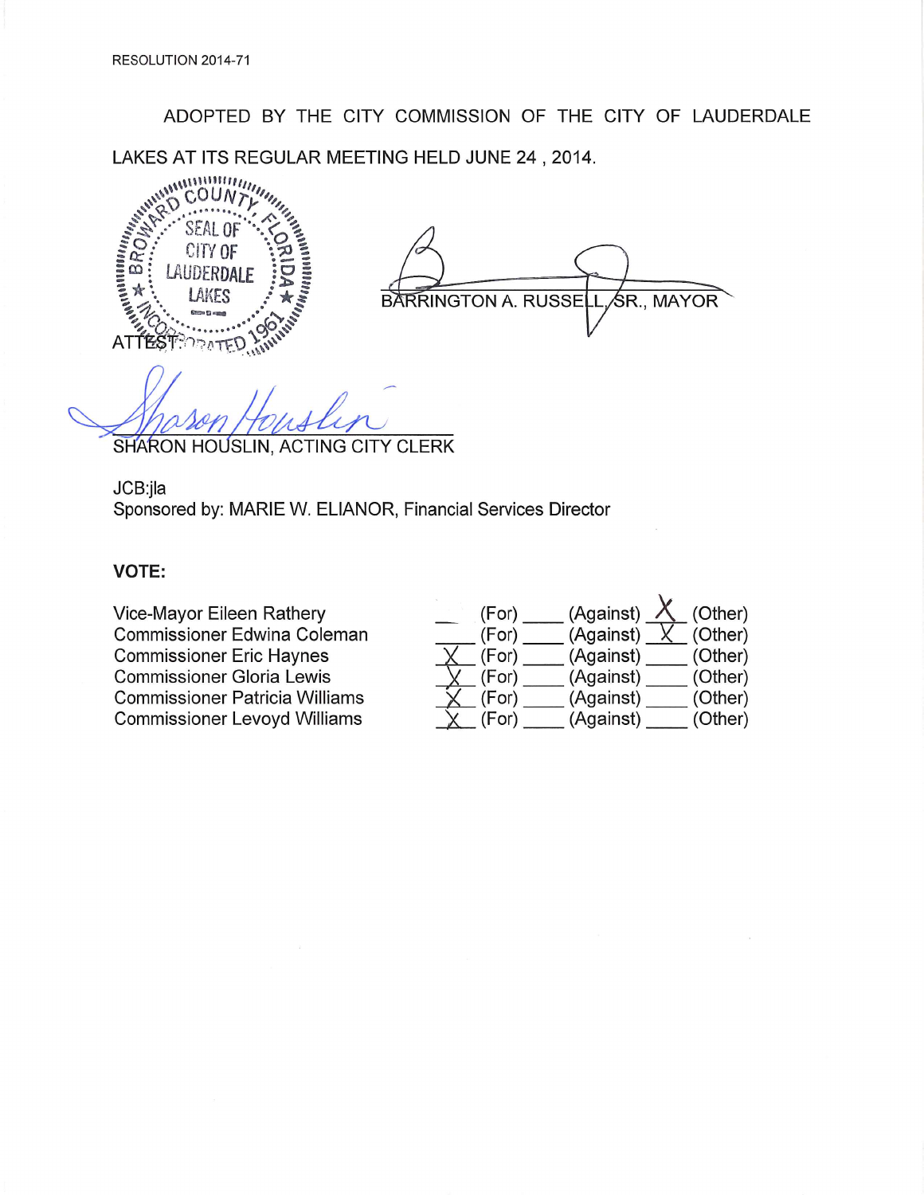RESOLUTION 2014-71

ADOPTED BY THE CITY COMMISSION OF THE CITY OF LAUDERDALE LAKES AT ITS REGULAR MEETING HELD JUNE 24 , 2014.

BARRINGTON A. RUSSELL, SR., MAYOR

ATTEST:

SHARON HOUSLIN, ACTING CITY CLERK

JCB:jla
Sponsored by: MARIE W. ELIANOR, Financial Services Director

**VOTE:**

| | | | |
|---|---|---|---|
| Vice-Mayor Eileen Rathery | ___ (For) | ___ (Against) | X (Other) |
| Commissioner Edwina Coleman | ___ (For) | ___ (Against) | X (Other) |
| Commissioner Eric Haynes | X (For) | ___ (Against) | ___ (Other) |
| Commissioner Gloria Lewis | X (For) | ___ (Against) | ___ (Other) |
| Commissioner Patricia Williams | X (For) | ___ (Against) | ___ (Other) |
| Commissioner Levoyd Williams | X (For) | ___ (Against) | ___ (Other) |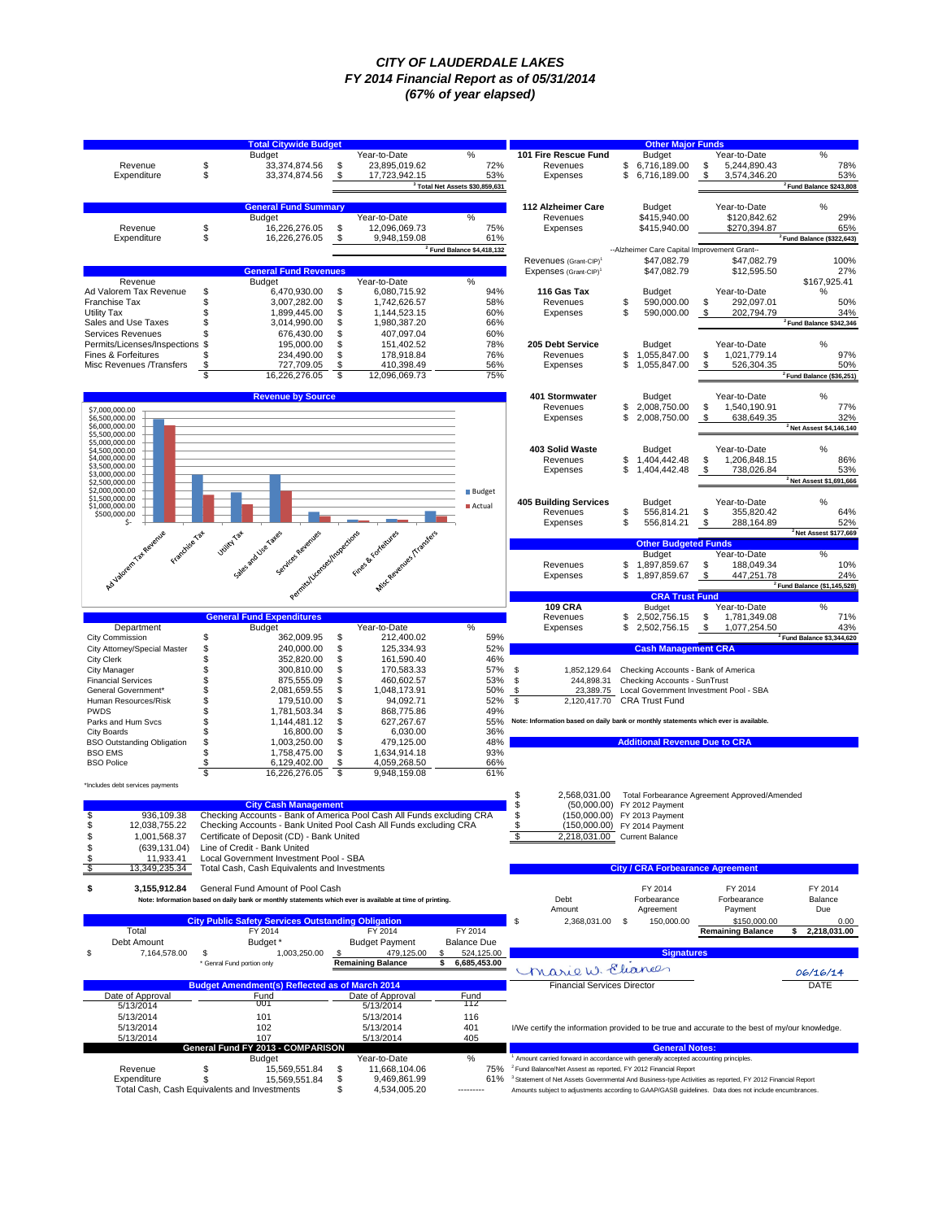# CITY OF LAUDERDALE LAKES

## FY 2014 Financial Report as of 05/31/2014

### (67% of year elapsed)

## Total Citywide Budget

| | Budget | Year-to-Date | % |
|---|---|---|---|
| Revenue | $ 33,374,874.56 | $ 23,895,019.62 | 72% |
| Expenditure | $ 33,374,874.56 | $ 17,723,942.15 | 53% |

[3] Total Net Assets $30,859,631

## General Fund Summary

| | Budget | Year-to-Date | % |
|---|---|---|---|
| Revenue | $ 16,226,276.05 | $ 12,096,069.73 | 75% |
| Expenditure | $ 16,226,276.05 | $ 9,948,159.08 | 61% |

[2] Fund Balance $4,418,132

## General Fund Revenues

| Revenue | Budget | Year-to-Date | % |
|---|---|---|---|
| Ad Valorem Tax Revenue | $ 6,470,930.00 | $ 6,080,715.92 | 94% |
| Franchise Tax | $ 3,007,282.00 | $ 1,742,626.57 | 58% |
| Utility Tax | $ 1,899,445.00 | $ 1,144,523.15 | 60% |
| Sales and Use Taxes | $ 3,014,990.00 | $ 1,980,387.20 | 66% |
| Services Revenues | $ 676,430.00 | $ 407,097.04 | 60% |
| Permits/Licenses/Inspections | $ 195,000.00 | $ 151,402.52 | 78% |
| Fines & Forfeitures | $ 234,490.00 | $ 178,918.84 | 76% |
| Misc Revenues /Transfers | $ 727,709.05 | $ 410,398.49 | 56% |
| | $ 16,226,276.05 | $ 12,096,069.73 | 75% |

## Revenue by Source

$7,000,000.00
$6,500,000.00
$6,000,000.00
$5,500,000.00
$5,000,000.00
$4,500,000.00
$4,000,000.00
$3,500,000.00
$3,000,000.00
$2,500,000.00
$2,000,000.00
$1,500,000.00
$1,000,000.00
$500,000.00
$-

Budget
Actual

Ad Valorem Tax Revenue, Franchise Tax, Utility Tax, Sales and Use Taxes, Services Revenues, Permits/Licenses/Inspections, Fines & Forfeitures, Misc Revenues /Transfers

## General Fund Expenditures

| Department | Budget | Year-to-Date | % |
|---|---|---|---|
| City Commission | $ 362,009.95 | $ 212,400.02 | 59% |
| City Attorney/Special Master | $ 240,000.00 | $ 125,334.93 | 52% |
| City Clerk | $ 352,820.00 | $ 161,590.40 | 46% |
| City Manager | $ 300,810.00 | $ 170,583.33 | 57% |
| Financial Services | $ 875,555.09 | $ 460,602.57 | 53% |
| General Government* | $ 2,081,659.55 | $ 1,048,173.91 | 50% |
| Human Resources/Risk | $ 179,510.00 | $ 94,092.71 | 52% |
| PWDS | $ 1,781,503.34 | $ 868,775.86 | 49% |
| Parks and Hum Svcs | $ 1,144,481.12 | $ 627,267.67 | 55% |
| City Boards | $ 16,800.00 | $ 6,030.00 | 36% |
| BSO Outstanding Obligation | $ 1,003,250.00 | $ 479,125.00 | 48% |
| BSO EMS | $ 1,758,475.00 | $ 1,634,914.18 | 93% |
| BSO Police | $ 6,129,402.00 | $ 4,059,268.50 | 66% |
| | $ 16,226,276.05 | $ 9,948,159.08 | 61% |

*Includes debt services payments

## City Cash Management

| | |
|---|---|
| $ 936,109.38 | Checking Accounts - Bank of America Pool Cash All Funds excluding CRA |
| $ 12,038,755.22 | Checking Accounts - Bank United Pool Cash All Funds excluding CRA |
| $ 1,001,568.37 | Certificate of Deposit (CD) - Bank United |
| $ (639,131.04) | Line of Credit - Bank United |
| $ 11,933.41 | Local Government Investment Pool - SBA |
| $ 13,349,235.34 | Total Cash, Cash Equivalents and Investments |
| **$ 3,155,912.84** | General Fund Amount of Pool Cash |

Note: Information based on daily bank or monthly statements which ever is available at time of printing.

## City Public Safety Services Outstanding Obligation

| Total Debt Amount | FY 2014 Budget * | FY 2014 Budget Payment | FY 2014 Balance Due |
|---|---|---|---|
| $ 7,164,578.00 | $ 1,003,250.00 | $ 479,125.00 | $ 524,125.00 |
| | * Genral Fund portion only | Remaining Balance | $ 6,685,453.00 |

## Budget Amendment(s) Reflected as of March 2014

| Date of Approval | Fund | Date of Approval | Fund |
|---|---|---|---|
| 5/13/2014 | 001 | 5/13/2014 | 112 |
| 5/13/2014 | 101 | 5/13/2014 | 116 |
| 5/13/2014 | 102 | 5/13/2014 | 401 |
| 5/13/2014 | 107 | 5/13/2014 | 405 |

## General Fund FY 2013 - COMPARISON

| | Budget | Year-to-Date | % |
|---|---|---|---|
| Revenue | $ 15,569,551.84 | $ 11,668,104.06 | 75% |
| Expenditure | $ 15,569,551.84 | $ 9,469,861.99 | 61% |
| Total Cash, Cash Equivalents and Investments | | $ 4,534,005.20 | --------- |

## Other Major Funds

| 101 Fire Rescue Fund | Budget | Year-to-Date | % |
|---|---|---|---|
| Revenues | $ 6,716,189.00 | $ 5,244,890.43 | 78% |
| Expenses | $ 6,716,189.00 | $ 3,574,346.20 | 53% |

[2] Fund Balance $243,808

| 112 Alzheimer Care | Budget | Year-to-Date | % |
|---|---|---|---|
| Revenues | $415,940.00 | $120,842.62 | 29% |
| Expenses | $415,940.00 | $270,394.87 | 65% |

[2] Fund Balance ($322,643)

--Alzheimer Care Capital Improvement Grant--

| | | | |
|---|---|---|---|
| Revenues (Grant-CIP)[1] | $47,082.79 | $47,082.79 | 100% |
| Expenses (Grant-CIP)[1] | $47,082.79 | $12,595.50 | 27% |
| | | | $167,925.41 |

| 116 Gas Tax | Budget | Year-to-Date | % |
|---|---|---|---|
| Revenues | $ 590,000.00 | $ 292,097.01 | 50% |
| Expenses | $ 590,000.00 | $ 202,794.79 | 34% |

[2] Fund Balance $342,346

| 205 Debt Service | Budget | Year-to-Date | % |
|---|---|---|---|
| Revenues | $ 1,055,847.00 | $ 1,021,779.14 | 97% |
| Expenses | $ 1,055,847.00 | $ 526,304.35 | 50% |

[2] Fund Balance ($36,251)

| 401 Stormwater | Budget | Year-to-Date | % |
|---|---|---|---|
| Revenues | $ 2,008,750.00 | $ 1,540,190.91 | 77% |
| Expenses | $ 2,008,750.00 | $ 638,649.35 | 32% |

[2] Net Assest $4,146,140

| 403 Solid Waste | Budget | Year-to-Date | % |
|---|---|---|---|
| Revenues | $ 1,404,442.48 | $ 1,206,848.15 | 86% |
| Expenses | $ 1,404,442.48 | $ 738,026.84 | 53% |

[2] Net Assest $1,691,666

| 405 Building Services | Budget | Year-to-Date | % |
|---|---|---|---|
| Revenues | $ 556,814.21 | $ 355,820.42 | 64% |
| Expenses | $ 556,814.21 | $ 288,164.89 | 52% |

[2] Net Assest $177,669

## Other Budgeted Funds

| | Budget | Year-to-Date | % |
|---|---|---|---|
| Revenues | $ 1,897,859.67 | $ 188,049.34 | 10% |
| Expenses | $ 1,897,859.67 | $ 447,251.78 | 24% |

[2] Fund Balance ($1,145,528)

## CRA Trust Fund

| 109 CRA | Budget | Year-to-Date | % |
|---|---|---|---|
| Revenues | $ 2,502,756.15 | $ 1,781,349.08 | 71% |
| Expenses | $ 2,502,756.15 | $ 1,077,254.50 | 43% |

[2] Fund Balance $3,344,620

## Cash Management CRA

| | |
|---|---|
| $ 1,852,129.64 | Checking Accounts - Bank of America |
| $ 244,898.31 | Checking Accounts - SunTrust |
| $ 23,389.75 | Local Government Investment Pool - SBA |
| $ 2,120,417.70 | CRA Trust Fund |

Note: Information based on daily bank or monthly statements which ever is available.

## Additional Revenue Due to CRA

| | |
|---|---|
| $ 2,568,031.00 | Total Forbearance Agreement Approved/Amended |
| $ (50,000.00) | FY 2012 Payment |
| $ (150,000.00) | FY 2013 Payment |
| $ (150,000.00) | FY 2014 Payment |
| $ 2,218,031.00 | Current Balance |

## City / CRA Forbearance Agreement

| Debt Amount | FY 2014 Forbearance Agreement | FY 2014 Forbearance Payment | FY 2014 Balance Due |
|---|---|---|---|
| $ 2,368,031.00 | $ 150,000.00 | $150,000.00 | 0.00 |
| | | Remaining Balance | $ 2,218,031.00 |

## Signatures

Marie W. Elianor — 06/16/14

Financial Services Director — DATE

I/We certify the information provided to be true and accurate to the best of my/our knowledge.

## General Notes:

[1] Amount carried forward in accordance with generally accepted accounting principles.

[2] Fund Balance/Net Assest as reported, FY 2012 Financial Report

[3] Statement of Net Assets Governmental And Business-type Activities as reported, FY 2012 Financial Report

Amounts subject to adjustments according to GAAP/GASB guidelines. Data does not include encumbrances.